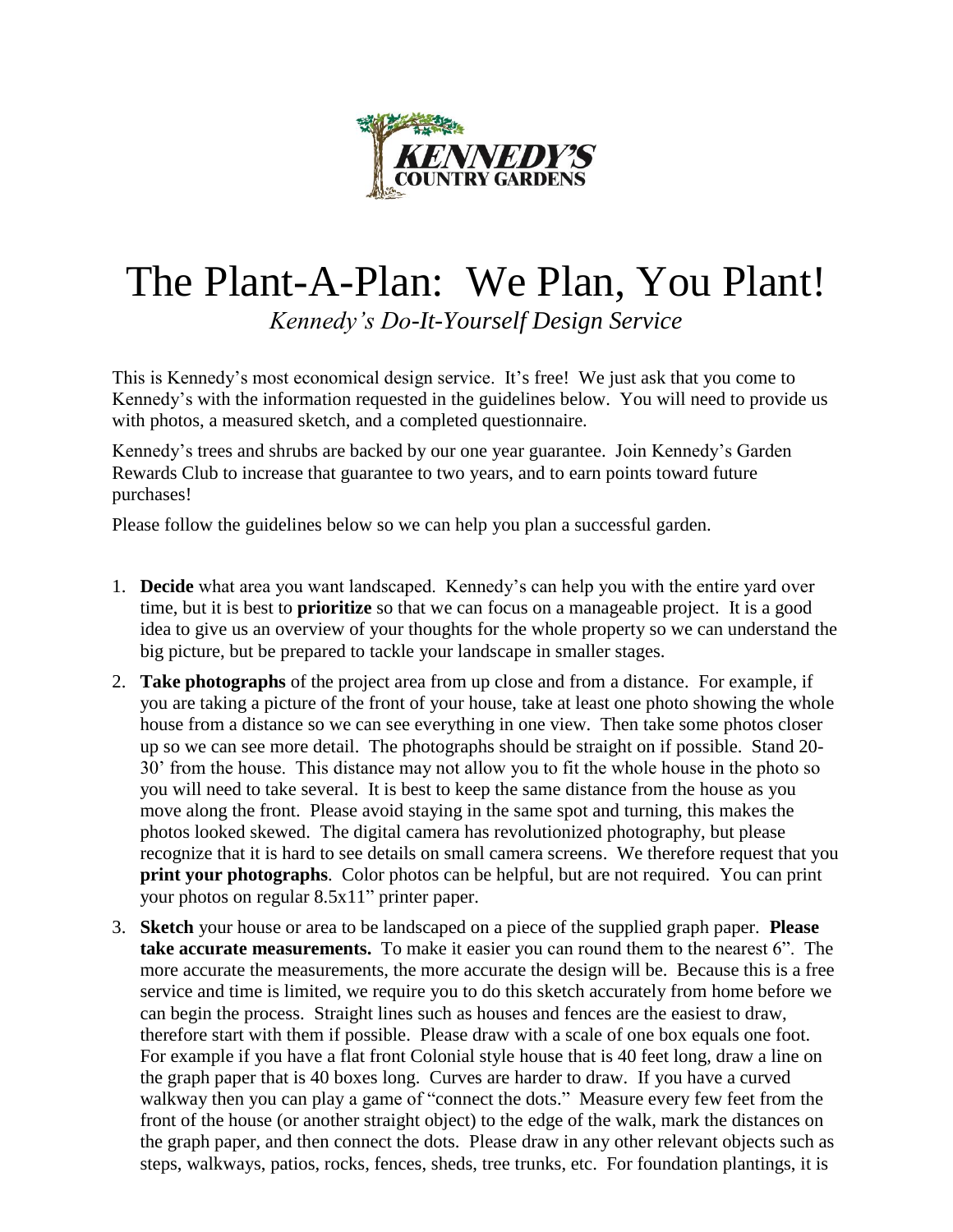# The Plant-A-Plan: We Plan, You Plant!

*Kennedy's Do-It-Yourself Design Service*

This is Kennedy's most economical design service. It's free! We just ask that you come to Kennedy's with the information requested in the guidelines below. You will need to provide us with photos, a measured sketch, and a completed questionnaire.

Kennedy's trees and shrubs are backed by our one year guarantee. Join Kennedy's Garden Rewards Club to increase that guarantee to two years, and to earn points toward future purchases!

Please follow the guidelines below so we can help you plan a successful garden.

1. **Decide** what area you want landscaped. Kennedy's can help you with the entire yard over time, but it is best to **prioritize** so that we can focus on a manageable project. It is a good idea to give us an overview of your thoughts for the whole property so we can understand the big picture, but be prepared to tackle your landscape in smaller stages.
2. **Take photographs** of the project area from up close and from a distance. For example, if you are taking a picture of the front of your house, take at least one photo showing the whole house from a distance so we can see everything in one view. Then take some photos closer up so we can see more detail. The photographs should be straight on if possible. Stand 20-30' from the house. This distance may not allow you to fit the whole house in the photo so you will need to take several. It is best to keep the same distance from the house as you move along the front. Please avoid staying in the same spot and turning, this makes the photos looked skewed. The digital camera has revolutionized photography, but please recognize that it is hard to see details on small camera screens. We therefore request that you **print your photographs**. Color photos can be helpful, but are not required. You can print your photos on regular 8.5x11" printer paper.
3. **Sketch** your house or area to be landscaped on a piece of the supplied graph paper. **Please take accurate measurements.** To make it easier you can round them to the nearest 6". The more accurate the measurements, the more accurate the design will be. Because this is a free service and time is limited, we require you to do this sketch accurately from home before we can begin the process. Straight lines such as houses and fences are the easiest to draw, therefore start with them if possible. Please draw with a scale of one box equals one foot. For example if you have a flat front Colonial style house that is 40 feet long, draw a line on the graph paper that is 40 boxes long. Curves are harder to draw. If you have a curved walkway then you can play a game of "connect the dots." Measure every few feet from the front of the house (or another straight object) to the edge of the walk, mark the distances on the graph paper, and then connect the dots. Please draw in any other relevant objects such as steps, walkways, patios, rocks, fences, sheds, tree trunks, etc. For foundation plantings, it is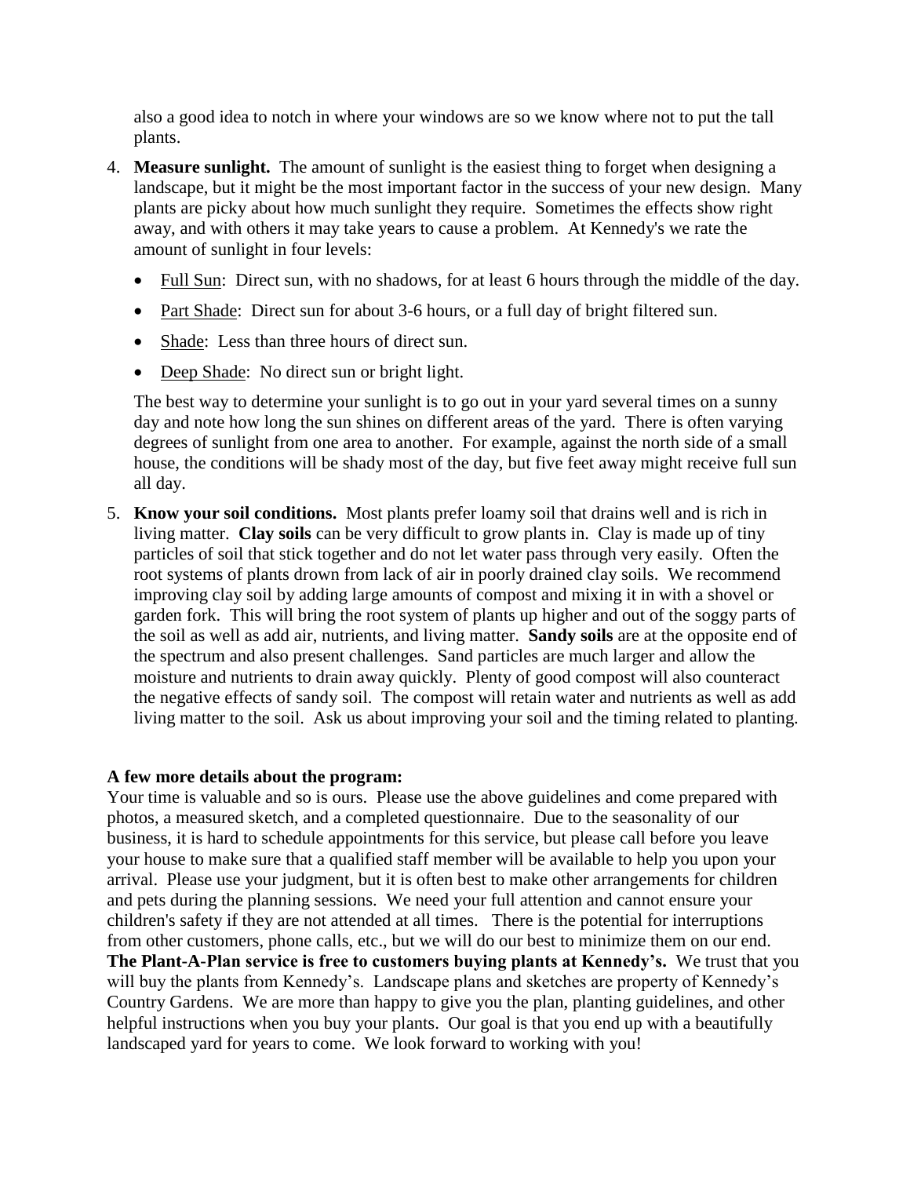also a good idea to notch in where your windows are so we know where not to put the tall plants.

4. **Measure sunlight.** The amount of sunlight is the easiest thing to forget when designing a landscape, but it might be the most important factor in the success of your new design. Many plants are picky about how much sunlight they require. Sometimes the effects show right away, and with others it may take years to cause a problem. At Kennedy's we rate the amount of sunlight in four levels:

   - Full Sun: Direct sun, with no shadows, for at least 6 hours through the middle of the day.
   - Part Shade: Direct sun for about 3-6 hours, or a full day of bright filtered sun.
   - Shade: Less than three hours of direct sun.
   - Deep Shade: No direct sun or bright light.

   The best way to determine your sunlight is to go out in your yard several times on a sunny day and note how long the sun shines on different areas of the yard. There is often varying degrees of sunlight from one area to another. For example, against the north side of a small house, the conditions will be shady most of the day, but five feet away might receive full sun all day.

5. **Know your soil conditions.** Most plants prefer loamy soil that drains well and is rich in living matter. **Clay soils** can be very difficult to grow plants in. Clay is made up of tiny particles of soil that stick together and do not let water pass through very easily. Often the root systems of plants drown from lack of air in poorly drained clay soils. We recommend improving clay soil by adding large amounts of compost and mixing it in with a shovel or garden fork. This will bring the root system of plants up higher and out of the soggy parts of the soil as well as add air, nutrients, and living matter. **Sandy soils** are at the opposite end of the spectrum and also present challenges. Sand particles are much larger and allow the moisture and nutrients to drain away quickly. Plenty of good compost will also counteract the negative effects of sandy soil. The compost will retain water and nutrients as well as add living matter to the soil. Ask us about improving your soil and the timing related to planting.

**A few more details about the program:**

Your time is valuable and so is ours. Please use the above guidelines and come prepared with photos, a measured sketch, and a completed questionnaire. Due to the seasonality of our business, it is hard to schedule appointments for this service, but please call before you leave your house to make sure that a qualified staff member will be available to help you upon your arrival. Please use your judgment, but it is often best to make other arrangements for children and pets during the planning sessions. We need your full attention and cannot ensure your children's safety if they are not attended at all times. There is the potential for interruptions from other customers, phone calls, etc., but we will do our best to minimize them on our end. **The Plant-A-Plan service is free to customers buying plants at Kennedy's.** We trust that you will buy the plants from Kennedy's. Landscape plans and sketches are property of Kennedy's Country Gardens. We are more than happy to give you the plan, planting guidelines, and other helpful instructions when you buy your plants. Our goal is that you end up with a beautifully landscaped yard for years to come. We look forward to working with you!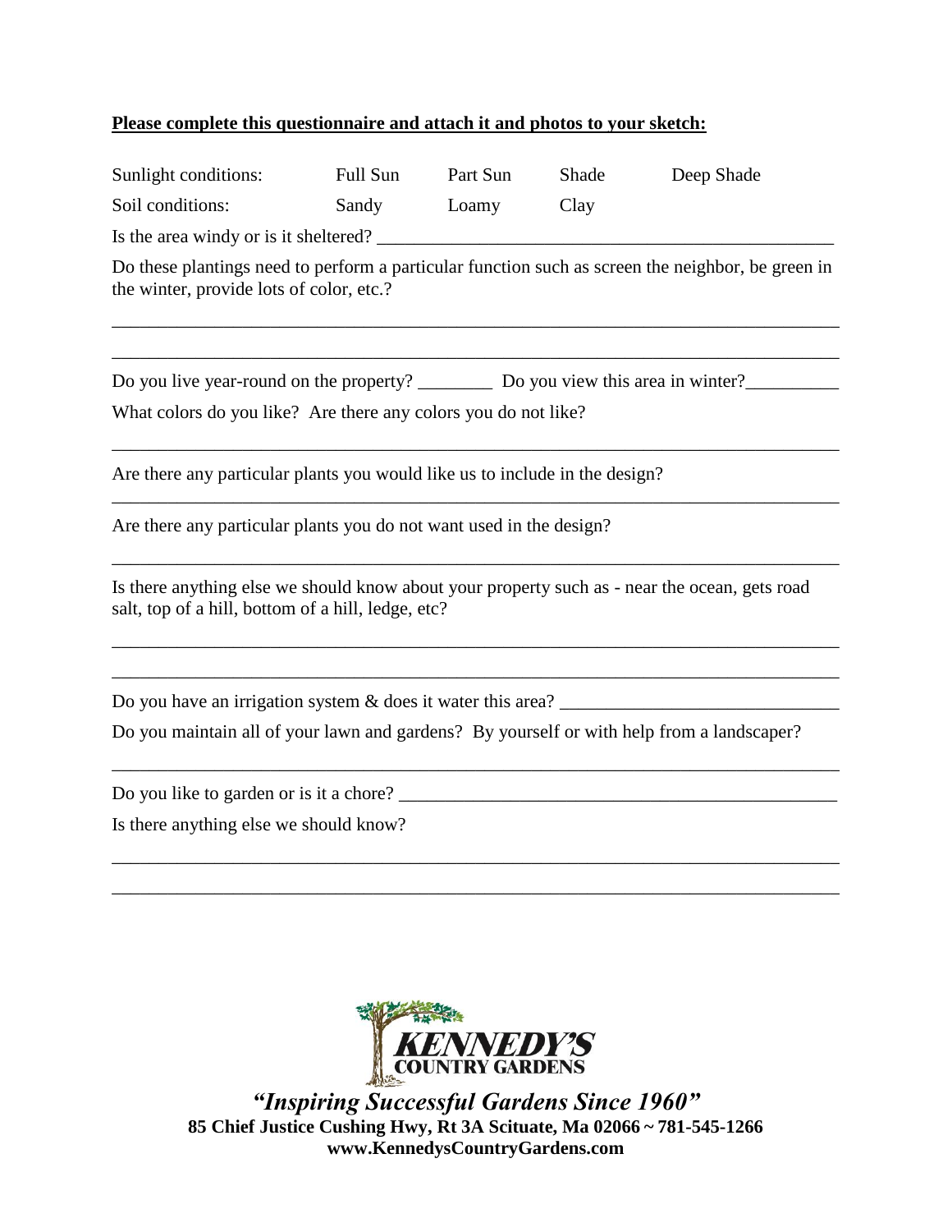**Please complete this questionnaire and attach it and photos to your sketch:**

Sunlight conditions: Full Sun Part Sun Shade Deep Shade

Soil conditions: Sandy Loamy Clay

Is the area windy or is it sheltered? ___________________________________________________

Do these plantings need to perform a particular function such as screen the neighbor, be green in the winter, provide lots of color, etc.?

_____________________________________________________________________________

_____________________________________________________________________________

Do you live year-round on the property? ________ Do you view this area in winter?__________

What colors do you like? Are there any colors you do not like?

_____________________________________________________________________________

Are there any particular plants you would like us to include in the design?

_____________________________________________________________________________

Are there any particular plants you do not want used in the design?

_____________________________________________________________________________

Is there anything else we should know about your property such as - near the ocean, gets road salt, top of a hill, bottom of a hill, ledge, etc?

_____________________________________________________________________________

_____________________________________________________________________________

Do you have an irrigation system & does it water this area? ______________________________

Do you maintain all of your lawn and gardens? By yourself or with help from a landscaper?

_____________________________________________________________________________

Do you like to garden or is it a chore? _________________________________________________

Is there anything else we should know?

_____________________________________________________________________________

_____________________________________________________________________________

**KENNEDY'S COUNTRY GARDENS**

*"Inspiring Successful Gardens Since 1960"*

**85 Chief Justice Cushing Hwy, Rt 3A Scituate, Ma 02066 ~ 781-545-1266**

**www.KennedysCountryGardens.com**